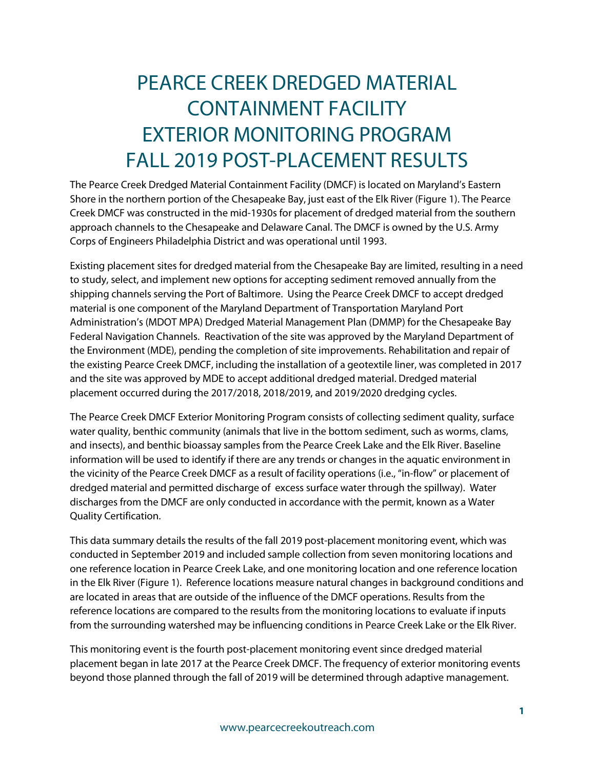# PEARCE CREEK DREDGED MATERIAL CONTAINMENT FACILITY EXTERIOR MONITORING PROGRAM FALL 2019 POST-PLACEMENT RESULTS

The Pearce Creek Dredged Material Containment Facility (DMCF) is located on Maryland's Eastern Shore in the northern portion of the Chesapeake Bay, just east of the Elk River (Figure 1). The Pearce Creek DMCF was constructed in the mid-1930s for placement of dredged material from the southern approach channels to the Chesapeake and Delaware Canal. The DMCF is owned by the U.S. Army Corps of Engineers Philadelphia District and was operational until 1993.

Existing placement sites for dredged material from the Chesapeake Bay are limited, resulting in a need to study, select, and implement new options for accepting sediment removed annually from the shipping channels serving the Port of Baltimore. Using the Pearce Creek DMCF to accept dredged material is one component of the Maryland Department of Transportation Maryland Port Administration's (MDOT MPA) Dredged Material Management Plan (DMMP) for the Chesapeake Bay Federal Navigation Channels. Reactivation of the site was approved by the Maryland Department of the Environment (MDE), pending the completion of site improvements. Rehabilitation and repair of the existing Pearce Creek DMCF, including the installation of a geotextile liner, was completed in 2017 and the site was approved by MDE to accept additional dredged material. Dredged material placement occurred during the 2017/2018, 2018/2019, and 2019/2020 dredging cycles.

The Pearce Creek DMCF Exterior Monitoring Program consists of collecting sediment quality, surface water quality, benthic community (animals that live in the bottom sediment, such as worms, clams, and insects), and benthic bioassay samples from the Pearce Creek Lake and the Elk River. Baseline information will be used to identify if there are any trends or changes in the aquatic environment in the vicinity of the Pearce Creek DMCF as a result of facility operations (i.e., "in-flow" or placement of dredged material and permitted discharge of excess surface water through the spillway). Water discharges from the DMCF are only conducted in accordance with the permit, known as a Water Quality Certification.

This data summary details the results of the fall 2019 post-placement monitoring event, which was conducted in September 2019 and included sample collection from seven monitoring locations and one reference location in Pearce Creek Lake, and one monitoring location and one reference location in the Elk River (Figure 1). Reference locations measure natural changes in background conditions and are located in areas that are outside of the influence of the DMCF operations. Results from the reference locations are compared to the results from the monitoring locations to evaluate if inputs from the surrounding watershed may be influencing conditions in Pearce Creek Lake or the Elk River.

This monitoring event is the fourth post-placement monitoring event since dredged material placement began in late 2017 at the Pearce Creek DMCF. The frequency of exterior monitoring events beyond those planned through the fall of 2019 will be determined through adaptive management.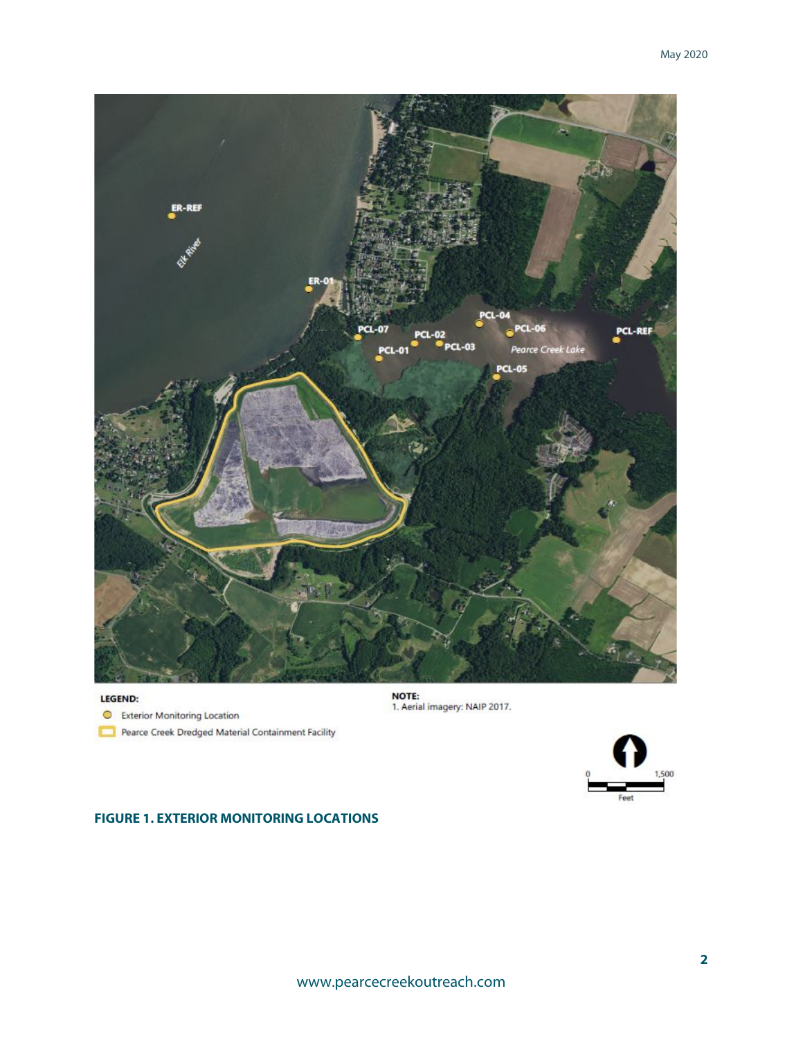**LEGEND:**

- Exterior Monitoring Location
- Pearce Creek Dredged Material Containment Facility

**NOTE:**

1. Aerial imagery: NAIP 2017.

0 — 1,500 Feet

**FIGURE 1. EXTERIOR MONITORING LOCATIONS**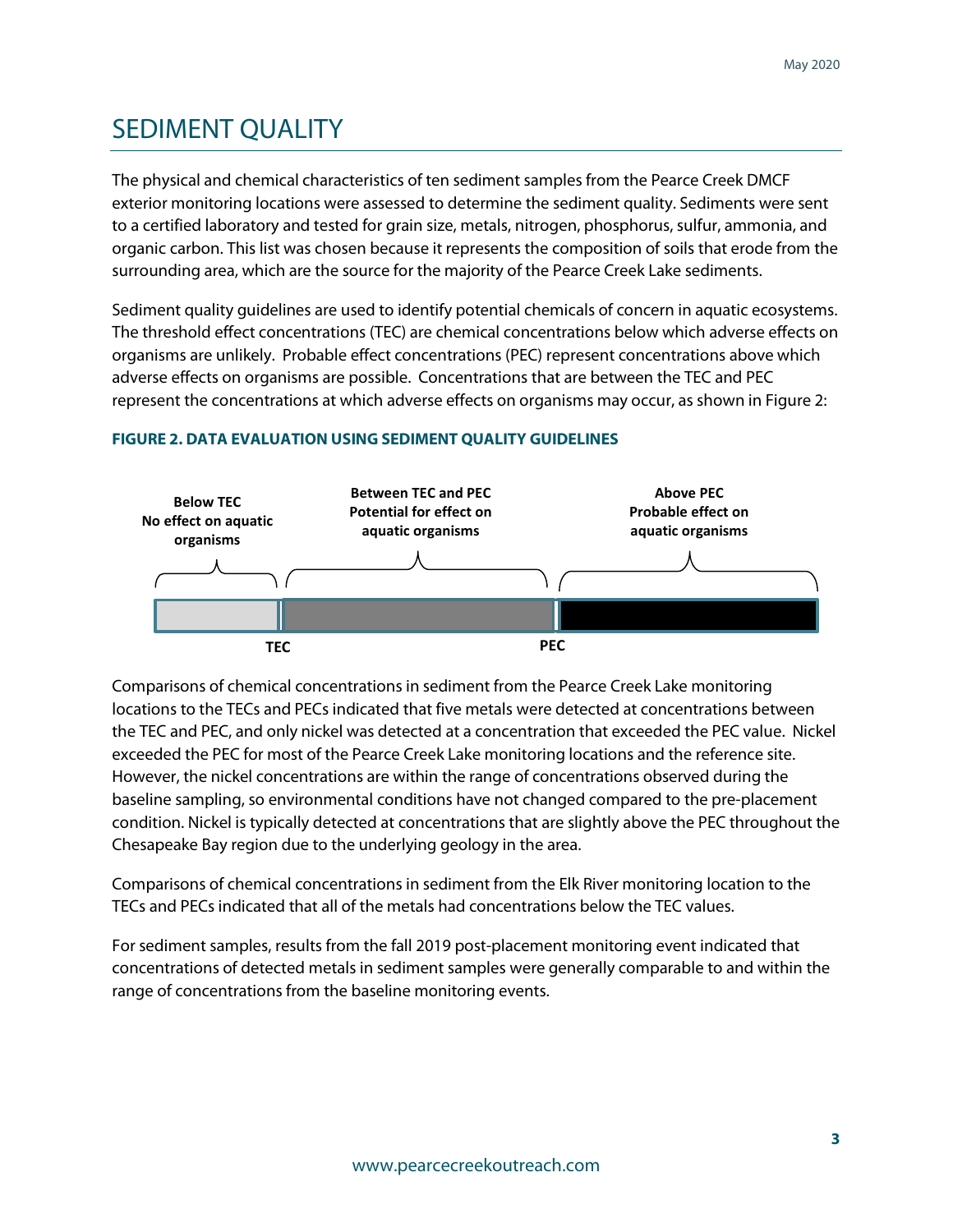# SEDIMENT QUALITY

The physical and chemical characteristics of ten sediment samples from the Pearce Creek DMCF exterior monitoring locations were assessed to determine the sediment quality. Sediments were sent to a certified laboratory and tested for grain size, metals, nitrogen, phosphorus, sulfur, ammonia, and organic carbon. This list was chosen because it represents the composition of soils that erode from the surrounding area, which are the source for the majority of the Pearce Creek Lake sediments.

Sediment quality guidelines are used to identify potential chemicals of concern in aquatic ecosystems. The threshold effect concentrations (TEC) are chemical concentrations below which adverse effects on organisms are unlikely. Probable effect concentrations (PEC) represent concentrations above which adverse effects on organisms are possible. Concentrations that are between the TEC and PEC represent the concentrations at which adverse effects on organisms may occur, as shown in Figure 2:

**FIGURE 2. DATA EVALUATION USING SEDIMENT QUALITY GUIDELINES**

| Below TEC | Between TEC and PEC | Above PEC |
|---|---|---|
| No effect on aquatic organisms | Potential for effect on aquatic organisms | Probable effect on aquatic organisms |

TEC — PEC

Comparisons of chemical concentrations in sediment from the Pearce Creek Lake monitoring locations to the TECs and PECs indicated that five metals were detected at concentrations between the TEC and PEC, and only nickel was detected at a concentration that exceeded the PEC value. Nickel exceeded the PEC for most of the Pearce Creek Lake monitoring locations and the reference site. However, the nickel concentrations are within the range of concentrations observed during the baseline sampling, so environmental conditions have not changed compared to the pre-placement condition. Nickel is typically detected at concentrations that are slightly above the PEC throughout the Chesapeake Bay region due to the underlying geology in the area.

Comparisons of chemical concentrations in sediment from the Elk River monitoring location to the TECs and PECs indicated that all of the metals had concentrations below the TEC values.

For sediment samples, results from the fall 2019 post-placement monitoring event indicated that concentrations of detected metals in sediment samples were generally comparable to and within the range of concentrations from the baseline monitoring events.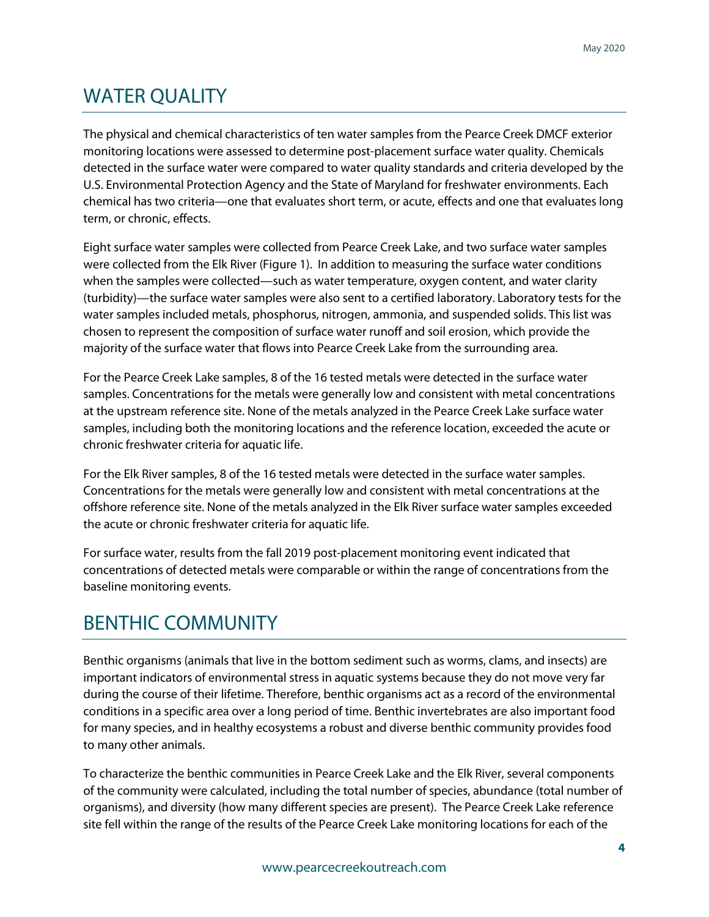## WATER QUALITY

The physical and chemical characteristics of ten water samples from the Pearce Creek DMCF exterior monitoring locations were assessed to determine post-placement surface water quality. Chemicals detected in the surface water were compared to water quality standards and criteria developed by the U.S. Environmental Protection Agency and the State of Maryland for freshwater environments. Each chemical has two criteria—one that evaluates short term, or acute, effects and one that evaluates long term, or chronic, effects.

Eight surface water samples were collected from Pearce Creek Lake, and two surface water samples were collected from the Elk River (Figure 1). In addition to measuring the surface water conditions when the samples were collected—such as water temperature, oxygen content, and water clarity (turbidity)—the surface water samples were also sent to a certified laboratory. Laboratory tests for the water samples included metals, phosphorus, nitrogen, ammonia, and suspended solids. This list was chosen to represent the composition of surface water runoff and soil erosion, which provide the majority of the surface water that flows into Pearce Creek Lake from the surrounding area.

For the Pearce Creek Lake samples, 8 of the 16 tested metals were detected in the surface water samples. Concentrations for the metals were generally low and consistent with metal concentrations at the upstream reference site. None of the metals analyzed in the Pearce Creek Lake surface water samples, including both the monitoring locations and the reference location, exceeded the acute or chronic freshwater criteria for aquatic life.

For the Elk River samples, 8 of the 16 tested metals were detected in the surface water samples. Concentrations for the metals were generally low and consistent with metal concentrations at the offshore reference site. None of the metals analyzed in the Elk River surface water samples exceeded the acute or chronic freshwater criteria for aquatic life.

For surface water, results from the fall 2019 post-placement monitoring event indicated that concentrations of detected metals were comparable or within the range of concentrations from the baseline monitoring events.

## BENTHIC COMMUNITY

Benthic organisms (animals that live in the bottom sediment such as worms, clams, and insects) are important indicators of environmental stress in aquatic systems because they do not move very far during the course of their lifetime. Therefore, benthic organisms act as a record of the environmental conditions in a specific area over a long period of time. Benthic invertebrates are also important food for many species, and in healthy ecosystems a robust and diverse benthic community provides food to many other animals.

To characterize the benthic communities in Pearce Creek Lake and the Elk River, several components of the community were calculated, including the total number of species, abundance (total number of organisms), and diversity (how many different species are present). The Pearce Creek Lake reference site fell within the range of the results of the Pearce Creek Lake monitoring locations for each of the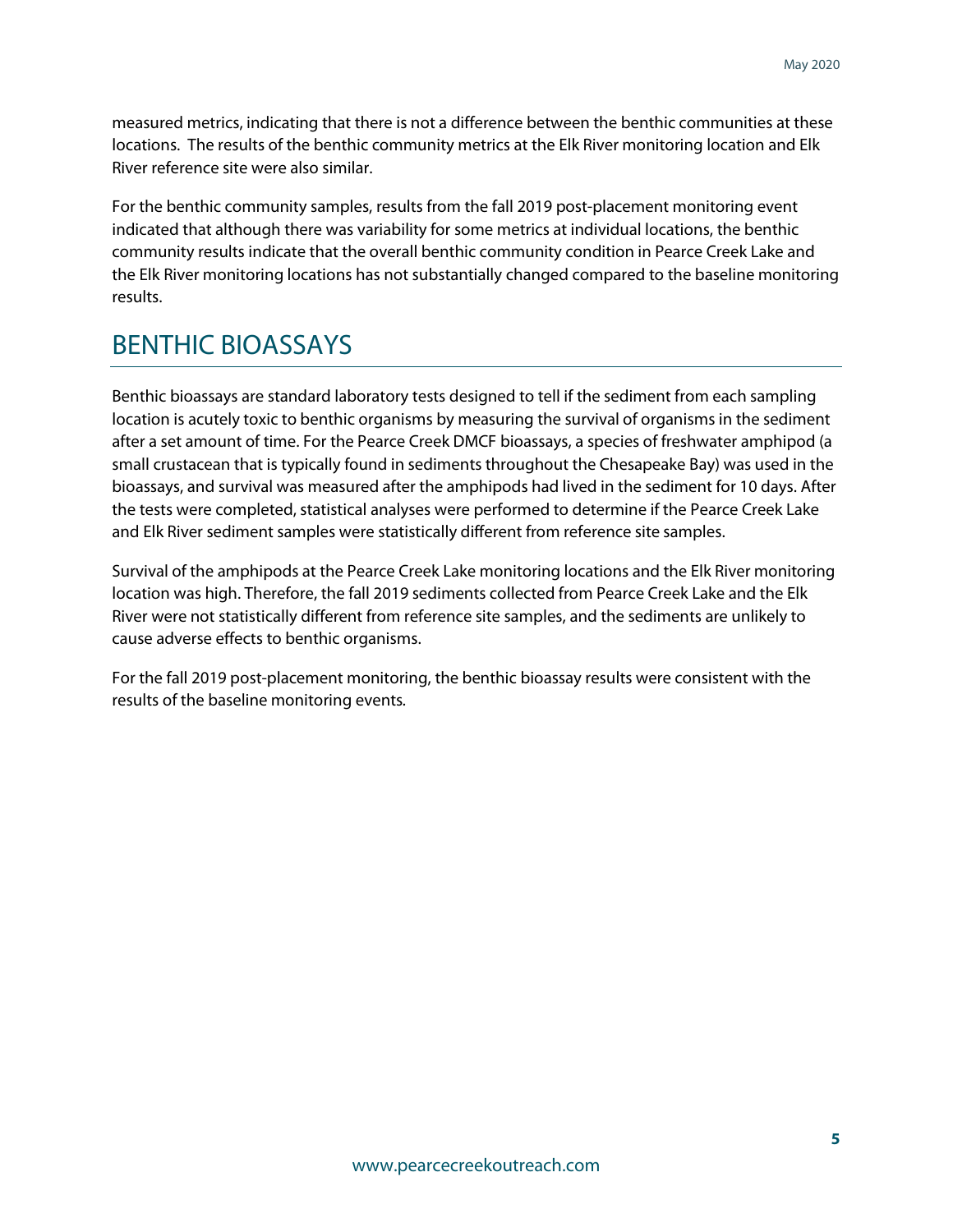measured metrics, indicating that there is not a difference between the benthic communities at these locations. The results of the benthic community metrics at the Elk River monitoring location and Elk River reference site were also similar.

For the benthic community samples, results from the fall 2019 post-placement monitoring event indicated that although there was variability for some metrics at individual locations, the benthic community results indicate that the overall benthic community condition in Pearce Creek Lake and the Elk River monitoring locations has not substantially changed compared to the baseline monitoring results.

## BENTHIC BIOASSAYS

Benthic bioassays are standard laboratory tests designed to tell if the sediment from each sampling location is acutely toxic to benthic organisms by measuring the survival of organisms in the sediment after a set amount of time. For the Pearce Creek DMCF bioassays, a species of freshwater amphipod (a small crustacean that is typically found in sediments throughout the Chesapeake Bay) was used in the bioassays, and survival was measured after the amphipods had lived in the sediment for 10 days. After the tests were completed, statistical analyses were performed to determine if the Pearce Creek Lake and Elk River sediment samples were statistically different from reference site samples.

Survival of the amphipods at the Pearce Creek Lake monitoring locations and the Elk River monitoring location was high. Therefore, the fall 2019 sediments collected from Pearce Creek Lake and the Elk River were not statistically different from reference site samples, and the sediments are unlikely to cause adverse effects to benthic organisms.

For the fall 2019 post-placement monitoring, the benthic bioassay results were consistent with the results of the baseline monitoring events.